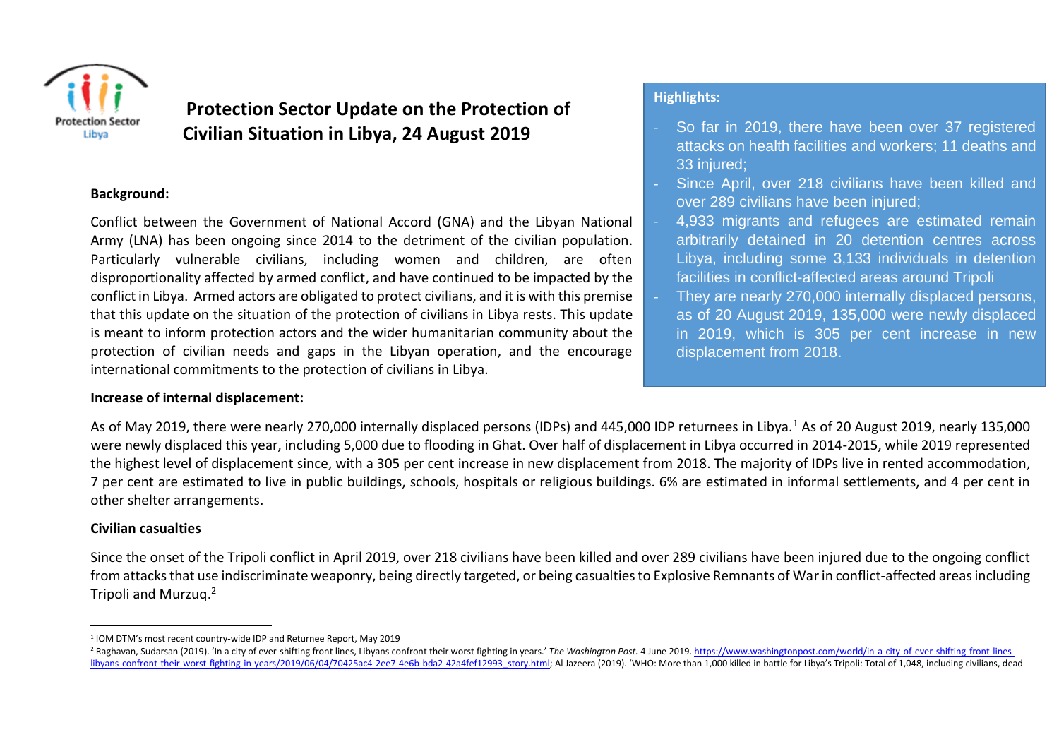# Protection Sector Update on the Protection of Civilian Situation in Libya, 24 August 2019

**Highlights:**

- So far in 2019, there have been over 37 registered attacks on health facilities and workers; 11 deaths and 33 injured;
- Since April, over 218 civilians have been killed and over 289 civilians have been injured;
- 4,933 migrants and refugees are estimated remain arbitrarily detained in 20 detention centres across Libya, including some 3,133 individuals in detention facilities in conflict-affected areas around Tripoli
- They are nearly 270,000 internally displaced persons, as of 20 August 2019, 135,000 were newly displaced in 2019, which is 305 per cent increase in new displacement from 2018.

**Background:**

Conflict between the Government of National Accord (GNA) and the Libyan National Army (LNA) has been ongoing since 2014 to the detriment of the civilian population. Particularly vulnerable civilians, including women and children, are often disproportionality affected by armed conflict, and have continued to be impacted by the conflict in Libya. Armed actors are obligated to protect civilians, and it is with this premise that this update on the situation of the protection of civilians in Libya rests. This update is meant to inform protection actors and the wider humanitarian community about the protection of civilian needs and gaps in the Libyan operation, and the encourage international commitments to the protection of civilians in Libya.

**Increase of internal displacement:**

As of May 2019, there were nearly 270,000 internally displaced persons (IDPs) and 445,000 IDP returnees in Libya.[1] As of 20 August 2019, nearly 135,000 were newly displaced this year, including 5,000 due to flooding in Ghat. Over half of displacement in Libya occurred in 2014-2015, while 2019 represented the highest level of displacement since, with a 305 per cent increase in new displacement from 2018. The majority of IDPs live in rented accommodation, 7 per cent are estimated to live in public buildings, schools, hospitals or religious buildings. 6% are estimated in informal settlements, and 4 per cent in other shelter arrangements.

**Civilian casualties**

Since the onset of the Tripoli conflict in April 2019, over 218 civilians have been killed and over 289 civilians have been injured due to the ongoing conflict from attacks that use indiscriminate weaponry, being directly targeted, or being casualties to Explosive Remnants of War in conflict-affected areas including Tripoli and Murzuq.[2]

---

[1] IOM DTM's most recent country-wide IDP and Returnee Report, May 2019

[2] Raghavan, Sudarsan (2019). 'In a city of ever-shifting front lines, Libyans confront their worst fighting in years.' *The Washington Post.* 4 June 2019. https://www.washingtonpost.com/world/in-a-city-of-ever-shifting-front-lines-libyans-confront-their-worst-fighting-in-years/2019/06/04/70425ac4-2ee7-4e6b-bda2-42a4fef12993_story.html; Al Jazeera (2019). 'WHO: More than 1,000 killed in battle for Libya's Tripoli: Total of 1,048, including civilians, dead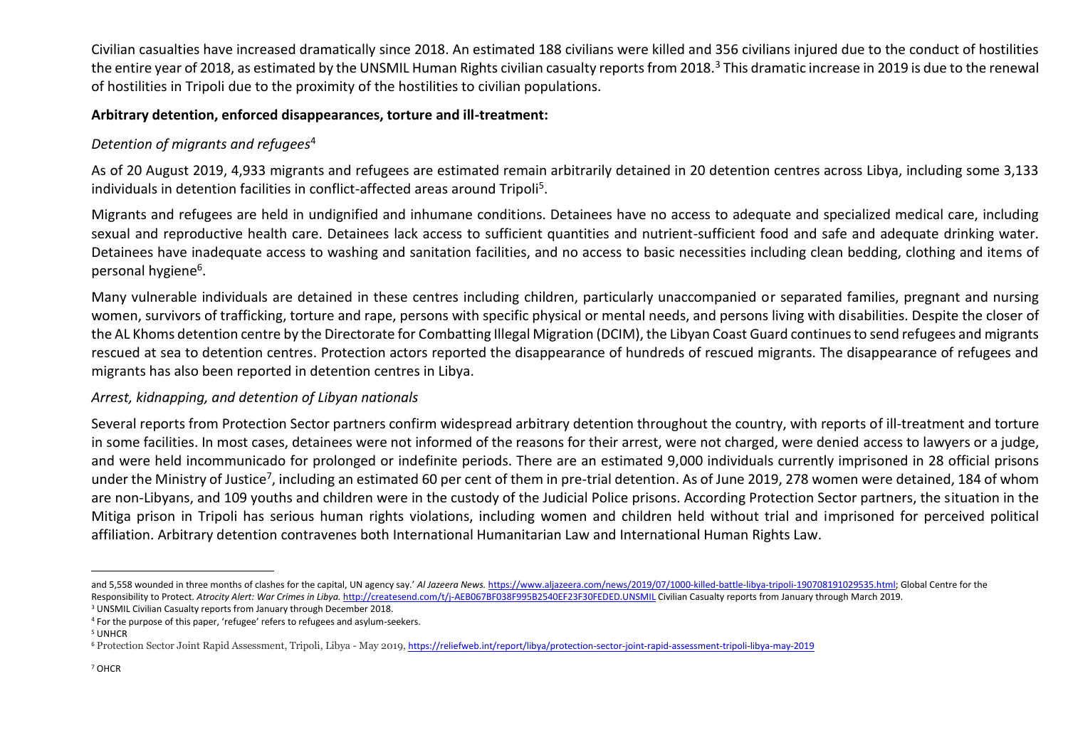Civilian casualties have increased dramatically since 2018. An estimated 188 civilians were killed and 356 civilians injured due to the conduct of hostilities the entire year of 2018, as estimated by the UNSMIL Human Rights civilian casualty reports from 2018.[3] This dramatic increase in 2019 is due to the renewal of hostilities in Tripoli due to the proximity of the hostilities to civilian populations.

**Arbitrary detention, enforced disappearances, torture and ill-treatment:**

*Detention of migrants and refugees*[4]

As of 20 August 2019, 4,933 migrants and refugees are estimated remain arbitrarily detained in 20 detention centres across Libya, including some 3,133 individuals in detention facilities in conflict-affected areas around Tripoli[5].

Migrants and refugees are held in undignified and inhumane conditions. Detainees have no access to adequate and specialized medical care, including sexual and reproductive health care. Detainees lack access to sufficient quantities and nutrient-sufficient food and safe and adequate drinking water. Detainees have inadequate access to washing and sanitation facilities, and no access to basic necessities including clean bedding, clothing and items of personal hygiene[6].

Many vulnerable individuals are detained in these centres including children, particularly unaccompanied or separated families, pregnant and nursing women, survivors of trafficking, torture and rape, persons with specific physical or mental needs, and persons living with disabilities. Despite the closer of the AL Khoms detention centre by the Directorate for Combatting Illegal Migration (DCIM), the Libyan Coast Guard continues to send refugees and migrants rescued at sea to detention centres. Protection actors reported the disappearance of hundreds of rescued migrants. The disappearance of refugees and migrants has also been reported in detention centres in Libya.

*Arrest, kidnapping, and detention of Libyan nationals*

Several reports from Protection Sector partners confirm widespread arbitrary detention throughout the country, with reports of ill-treatment and torture in some facilities. In most cases, detainees were not informed of the reasons for their arrest, were not charged, were denied access to lawyers or a judge, and were held incommunicado for prolonged or indefinite periods. There are an estimated 9,000 individuals currently imprisoned in 28 official prisons under the Ministry of Justice[7], including an estimated 60 per cent of them in pre-trial detention. As of June 2019, 278 women were detained, 184 of whom are non-Libyans, and 109 youths and children were in the custody of the Judicial Police prisons. According Protection Sector partners, the situation in the Mitiga prison in Tripoli has serious human rights violations, including women and children held without trial and imprisoned for perceived political affiliation. Arbitrary detention contravenes both International Humanitarian Law and International Human Rights Law.

---

and 5,558 wounded in three months of clashes for the capital, UN agency say.' *Al Jazeera News.* https://www.aljazeera.com/news/2019/07/1000-killed-battle-libya-tripoli-190708191029535.html; Global Centre for the Responsibility to Protect. *Atrocity Alert: War Crimes in Libya.* http://createsend.com/t/j-AEB067BF038F995B2540EF23F30FEDED.UNSMIL Civilian Casualty reports from January through March 2019.

[3] UNSMIL Civilian Casualty reports from January through December 2018.

[4] For the purpose of this paper, 'refugee' refers to refugees and asylum-seekers.

[5] UNHCR

[6] Protection Sector Joint Rapid Assessment, Tripoli, Libya - May 2019, https://reliefweb.int/report/libya/protection-sector-joint-rapid-assessment-tripoli-libya-may-2019

[7] OHCR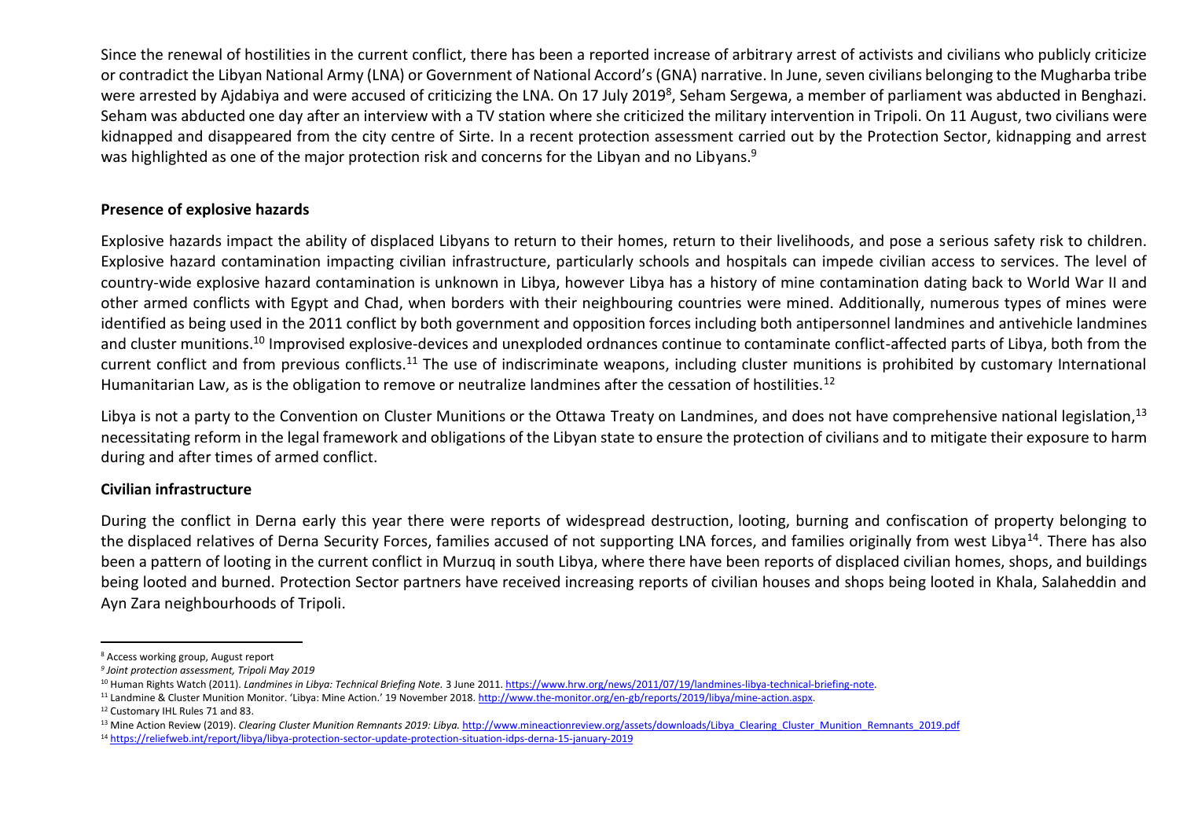Since the renewal of hostilities in the current conflict, there has been a reported increase of arbitrary arrest of activists and civilians who publicly criticize or contradict the Libyan National Army (LNA) or Government of National Accord's (GNA) narrative. In June, seven civilians belonging to the Mugharba tribe were arrested by Ajdabiya and were accused of criticizing the LNA. On 17 July 2019[8], Seham Sergewa, a member of parliament was abducted in Benghazi. Seham was abducted one day after an interview with a TV station where she criticized the military intervention in Tripoli. On 11 August, two civilians were kidnapped and disappeared from the city centre of Sirte. In a recent protection assessment carried out by the Protection Sector, kidnapping and arrest was highlighted as one of the major protection risk and concerns for the Libyan and no Libyans.[9]

**Presence of explosive hazards**

Explosive hazards impact the ability of displaced Libyans to return to their homes, return to their livelihoods, and pose a serious safety risk to children. Explosive hazard contamination impacting civilian infrastructure, particularly schools and hospitals can impede civilian access to services. The level of country-wide explosive hazard contamination is unknown in Libya, however Libya has a history of mine contamination dating back to World War II and other armed conflicts with Egypt and Chad, when borders with their neighbouring countries were mined. Additionally, numerous types of mines were identified as being used in the 2011 conflict by both government and opposition forces including both antipersonnel landmines and antivehicle landmines and cluster munitions.[10] Improvised explosive-devices and unexploded ordnances continue to contaminate conflict-affected parts of Libya, both from the current conflict and from previous conflicts.[11] The use of indiscriminate weapons, including cluster munitions is prohibited by customary International Humanitarian Law, as is the obligation to remove or neutralize landmines after the cessation of hostilities.[12]

Libya is not a party to the Convention on Cluster Munitions or the Ottawa Treaty on Landmines, and does not have comprehensive national legislation,[13] necessitating reform in the legal framework and obligations of the Libyan state to ensure the protection of civilians and to mitigate their exposure to harm during and after times of armed conflict.

**Civilian infrastructure**

During the conflict in Derna early this year there were reports of widespread destruction, looting, burning and confiscation of property belonging to the displaced relatives of Derna Security Forces, families accused of not supporting LNA forces, and families originally from west Libya[14]. There has also been a pattern of looting in the current conflict in Murzuq in south Libya, where there have been reports of displaced civilian homes, shops, and buildings being looted and burned. Protection Sector partners have received increasing reports of civilian houses and shops being looted in Khala, Salaheddin and Ayn Zara neighbourhoods of Tripoli.

---

[8] Access working group, August report

[9] *Joint protection assessment, Tripoli May 2019*

[10] Human Rights Watch (2011). *Landmines in Libya: Technical Briefing Note.* 3 June 2011. https://www.hrw.org/news/2011/07/19/landmines-libya-technical-briefing-note.

[11] Landmine & Cluster Munition Monitor. 'Libya: Mine Action.' 19 November 2018. http://www.the-monitor.org/en-gb/reports/2019/libya/mine-action.aspx.

[12] Customary IHL Rules 71 and 83.

[13] Mine Action Review (2019). *Clearing Cluster Munition Remnants 2019: Libya.* http://www.mineactionreview.org/assets/downloads/Libya_Clearing_Cluster_Munition_Remnants_2019.pdf

[14] https://reliefweb.int/report/libya/libya-protection-sector-update-protection-situation-idps-derna-15-january-2019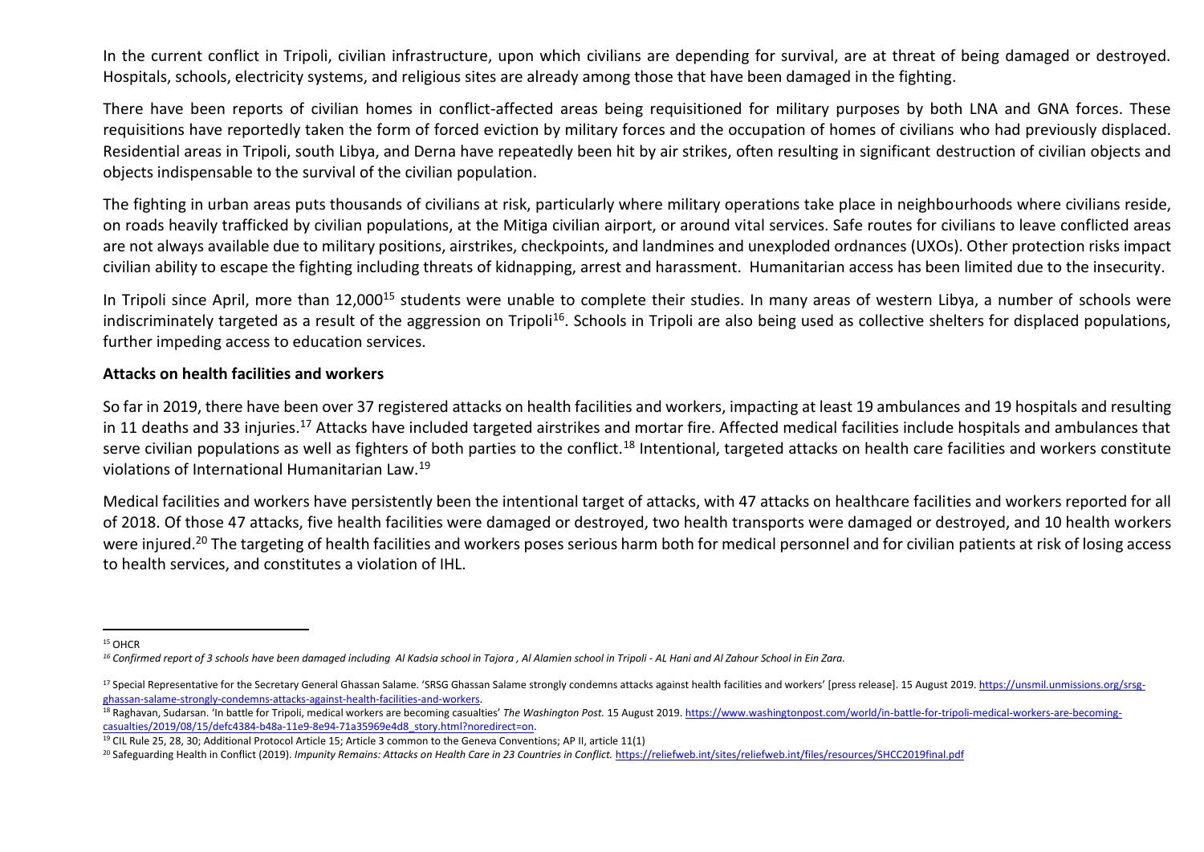In the current conflict in Tripoli, civilian infrastructure, upon which civilians are depending for survival, are at threat of being damaged or destroyed. Hospitals, schools, electricity systems, and religious sites are already among those that have been damaged in the fighting.

There have been reports of civilian homes in conflict-affected areas being requisitioned for military purposes by both LNA and GNA forces. These requisitions have reportedly taken the form of forced eviction by military forces and the occupation of homes of civilians who had previously displaced. Residential areas in Tripoli, south Libya, and Derna have repeatedly been hit by air strikes, often resulting in significant destruction of civilian objects and objects indispensable to the survival of the civilian population.

The fighting in urban areas puts thousands of civilians at risk, particularly where military operations take place in neighbourhoods where civilians reside, on roads heavily trafficked by civilian populations, at the Mitiga civilian airport, or around vital services. Safe routes for civilians to leave conflicted areas are not always available due to military positions, airstrikes, checkpoints, and landmines and unexploded ordnances (UXOs). Other protection risks impact civilian ability to escape the fighting including threats of kidnapping, arrest and harassment. Humanitarian access has been limited due to the insecurity.

In Tripoli since April, more than 12,000[15] students were unable to complete their studies. In many areas of western Libya, a number of schools were indiscriminately targeted as a result of the aggression on Tripoli[16]. Schools in Tripoli are also being used as collective shelters for displaced populations, further impeding access to education services.

**Attacks on health facilities and workers**

So far in 2019, there have been over 37 registered attacks on health facilities and workers, impacting at least 19 ambulances and 19 hospitals and resulting in 11 deaths and 33 injuries.[17] Attacks have included targeted airstrikes and mortar fire. Affected medical facilities include hospitals and ambulances that serve civilian populations as well as fighters of both parties to the conflict.[18] Intentional, targeted attacks on health care facilities and workers constitute violations of International Humanitarian Law.[19]

Medical facilities and workers have persistently been the intentional target of attacks, with 47 attacks on healthcare facilities and workers reported for all of 2018. Of those 47 attacks, five health facilities were damaged or destroyed, two health transports were damaged or destroyed, and 10 health workers were injured.[20] The targeting of health facilities and workers poses serious harm both for medical personnel and for civilian patients at risk of losing access to health services, and constitutes a violation of IHL.

---

[15] OHCR

[16] *Confirmed report of 3 schools have been damaged including Al Kadsia school in Tajora , Al Alamien school in Tripoli - AL Hani and Al Zahour School in Ein Zara.*

[17] Special Representative for the Secretary General Ghassan Salame. 'SRSG Ghassan Salame strongly condemns attacks against health facilities and workers' [press release]. 15 August 2019. https://unsmil.unmissions.org/srsg-ghassan-salame-strongly-condemns-attacks-against-health-facilities-and-workers.

[18] Raghavan, Sudarsan. 'In battle for Tripoli, medical workers are becoming casualties' *The Washington Post.* 15 August 2019. https://www.washingtonpost.com/world/in-battle-for-tripoli-medical-workers-are-becoming-casualties/2019/08/15/defc4384-b48a-11e9-8e94-71a35969e4d8_story.html?noredirect=on.

[19] CIL Rule 25, 28, 30; Additional Protocol Article 15; Article 3 common to the Geneva Conventions; AP II, article 11(1)

[20] Safeguarding Health in Conflict (2019). *Impunity Remains: Attacks on Health Care in 23 Countries in Conflict.* https://reliefweb.int/sites/reliefweb.int/files/resources/SHCC2019final.pdf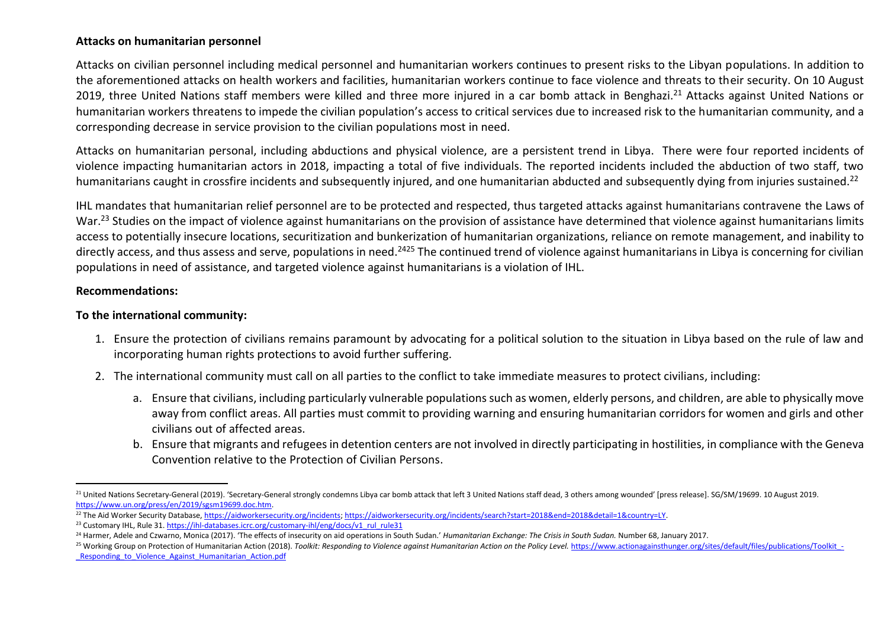**Attacks on humanitarian personnel**

Attacks on civilian personnel including medical personnel and humanitarian workers continues to present risks to the Libyan populations. In addition to the aforementioned attacks on health workers and facilities, humanitarian workers continue to face violence and threats to their security. On 10 August 2019, three United Nations staff members were killed and three more injured in a car bomb attack in Benghazi.[21] Attacks against United Nations or humanitarian workers threatens to impede the civilian population's access to critical services due to increased risk to the humanitarian community, and a corresponding decrease in service provision to the civilian populations most in need.

Attacks on humanitarian personal, including abductions and physical violence, are a persistent trend in Libya. There were four reported incidents of violence impacting humanitarian actors in 2018, impacting a total of five individuals. The reported incidents included the abduction of two staff, two humanitarians caught in crossfire incidents and subsequently injured, and one humanitarian abducted and subsequently dying from injuries sustained.[22]

IHL mandates that humanitarian relief personnel are to be protected and respected, thus targeted attacks against humanitarians contravene the Laws of War.[23] Studies on the impact of violence against humanitarians on the provision of assistance have determined that violence against humanitarians limits access to potentially insecure locations, securitization and bunkerization of humanitarian organizations, reliance on remote management, and inability to directly access, and thus assess and serve, populations in need.[24][25] The continued trend of violence against humanitarians in Libya is concerning for civilian populations in need of assistance, and targeted violence against humanitarians is a violation of IHL.

**Recommendations:**

**To the international community:**

1. Ensure the protection of civilians remains paramount by advocating for a political solution to the situation in Libya based on the rule of law and incorporating human rights protections to avoid further suffering.
2. The international community must call on all parties to the conflict to take immediate measures to protect civilians, including:
   a. Ensure that civilians, including particularly vulnerable populations such as women, elderly persons, and children, are able to physically move away from conflict areas. All parties must commit to providing warning and ensuring humanitarian corridors for women and girls and other civilians out of affected areas.
   b. Ensure that migrants and refugees in detention centers are not involved in directly participating in hostilities, in compliance with the Geneva Convention relative to the Protection of Civilian Persons.

---

[21] United Nations Secretary-General (2019). 'Secretary-General strongly condemns Libya car bomb attack that left 3 United Nations staff dead, 3 others among wounded' [press release]. SG/SM/19699. 10 August 2019. https://www.un.org/press/en/2019/sgsm19699.doc.htm.

[22] The Aid Worker Security Database, https://aidworkersecurity.org/incidents; https://aidworkersecurity.org/incidents/search?start=2018&end=2018&detail=1&country=LY.

[23] Customary IHL, Rule 31. https://ihl-databases.icrc.org/customary-ihl/eng/docs/v1_rul_rule31

[24] Harmer, Adele and Czwarno, Monica (2017). 'The effects of insecurity on aid operations in South Sudan.' *Humanitarian Exchange: The Crisis in South Sudan.* Number 68, January 2017.

[25] Working Group on Protection of Humanitarian Action (2018). *Toolkit: Responding to Violence against Humanitarian Action on the Policy Level.* https://www.actionagainsthunger.org/sites/default/files/publications/Toolkit_-_Responding_to_Violence_Against_Humanitarian_Action.pdf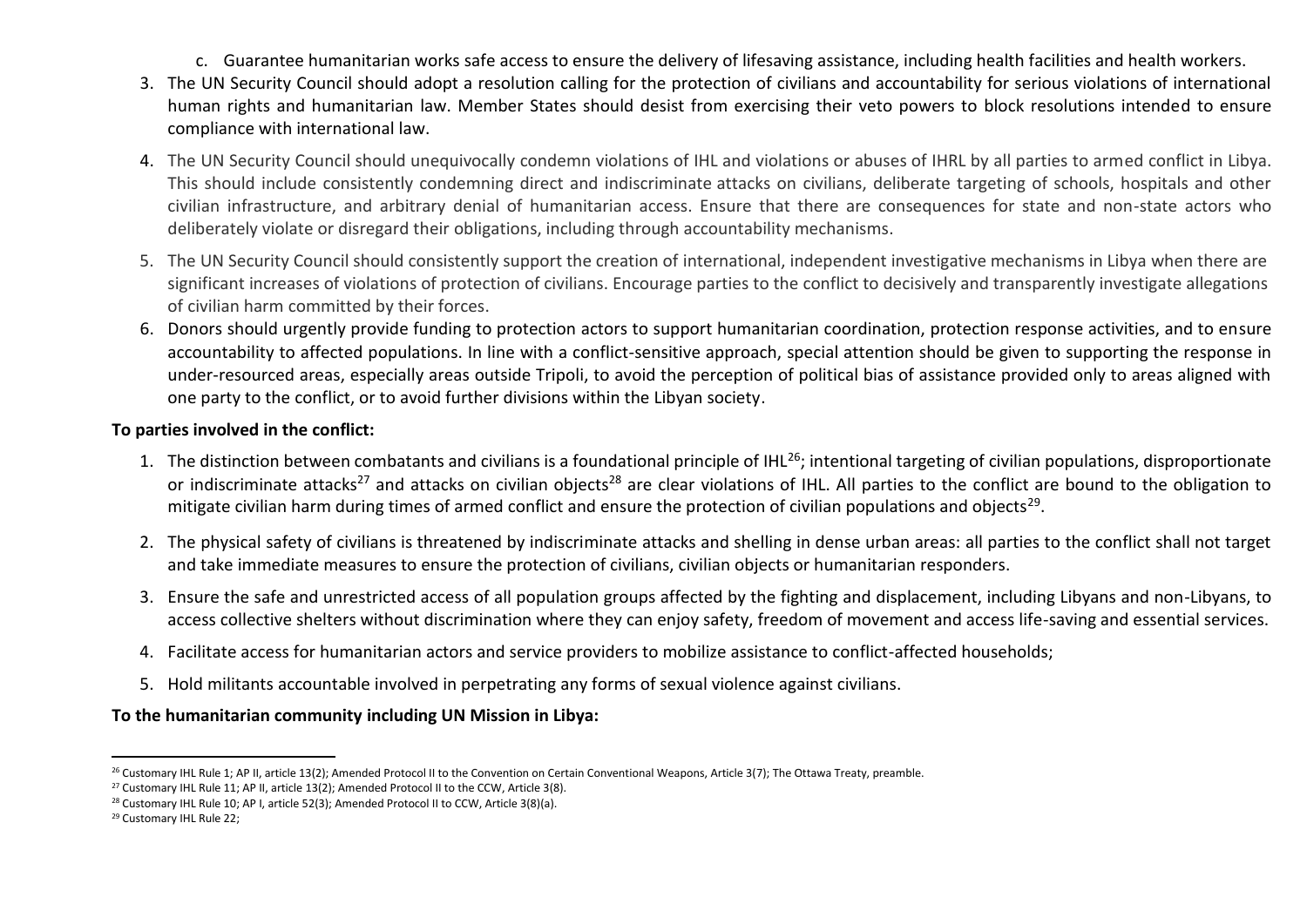c. Guarantee humanitarian works safe access to ensure the delivery of lifesaving assistance, including health facilities and health workers.

3. The UN Security Council should adopt a resolution calling for the protection of civilians and accountability for serious violations of international human rights and humanitarian law. Member States should desist from exercising their veto powers to block resolutions intended to ensure compliance with international law.
4. The UN Security Council should unequivocally condemn violations of IHL and violations or abuses of IHRL by all parties to armed conflict in Libya. This should include consistently condemning direct and indiscriminate attacks on civilians, deliberate targeting of schools, hospitals and other civilian infrastructure, and arbitrary denial of humanitarian access. Ensure that there are consequences for state and non-state actors who deliberately violate or disregard their obligations, including through accountability mechanisms.
5. The UN Security Council should consistently support the creation of international, independent investigative mechanisms in Libya when there are significant increases of violations of protection of civilians. Encourage parties to the conflict to decisively and transparently investigate allegations of civilian harm committed by their forces.
6. Donors should urgently provide funding to protection actors to support humanitarian coordination, protection response activities, and to ensure accountability to affected populations. In line with a conflict-sensitive approach, special attention should be given to supporting the response in under-resourced areas, especially areas outside Tripoli, to avoid the perception of political bias of assistance provided only to areas aligned with one party to the conflict, or to avoid further divisions within the Libyan society.

**To parties involved in the conflict:**

1. The distinction between combatants and civilians is a foundational principle of IHL[26]; intentional targeting of civilian populations, disproportionate or indiscriminate attacks[27] and attacks on civilian objects[28] are clear violations of IHL. All parties to the conflict are bound to the obligation to mitigate civilian harm during times of armed conflict and ensure the protection of civilian populations and objects[29].
2. The physical safety of civilians is threatened by indiscriminate attacks and shelling in dense urban areas: all parties to the conflict shall not target and take immediate measures to ensure the protection of civilians, civilian objects or humanitarian responders.
3. Ensure the safe and unrestricted access of all population groups affected by the fighting and displacement, including Libyans and non-Libyans, to access collective shelters without discrimination where they can enjoy safety, freedom of movement and access life-saving and essential services.
4. Facilitate access for humanitarian actors and service providers to mobilize assistance to conflict-affected households;
5. Hold militants accountable involved in perpetrating any forms of sexual violence against civilians.

**To the humanitarian community including UN Mission in Libya:**

---

[26] Customary IHL Rule 1; AP II, article 13(2); Amended Protocol II to the Convention on Certain Conventional Weapons, Article 3(7); The Ottawa Treaty, preamble.

[27] Customary IHL Rule 11; AP II, article 13(2); Amended Protocol II to the CCW, Article 3(8).

[28] Customary IHL Rule 10; AP I, article 52(3); Amended Protocol II to CCW, Article 3(8)(a).

[29] Customary IHL Rule 22;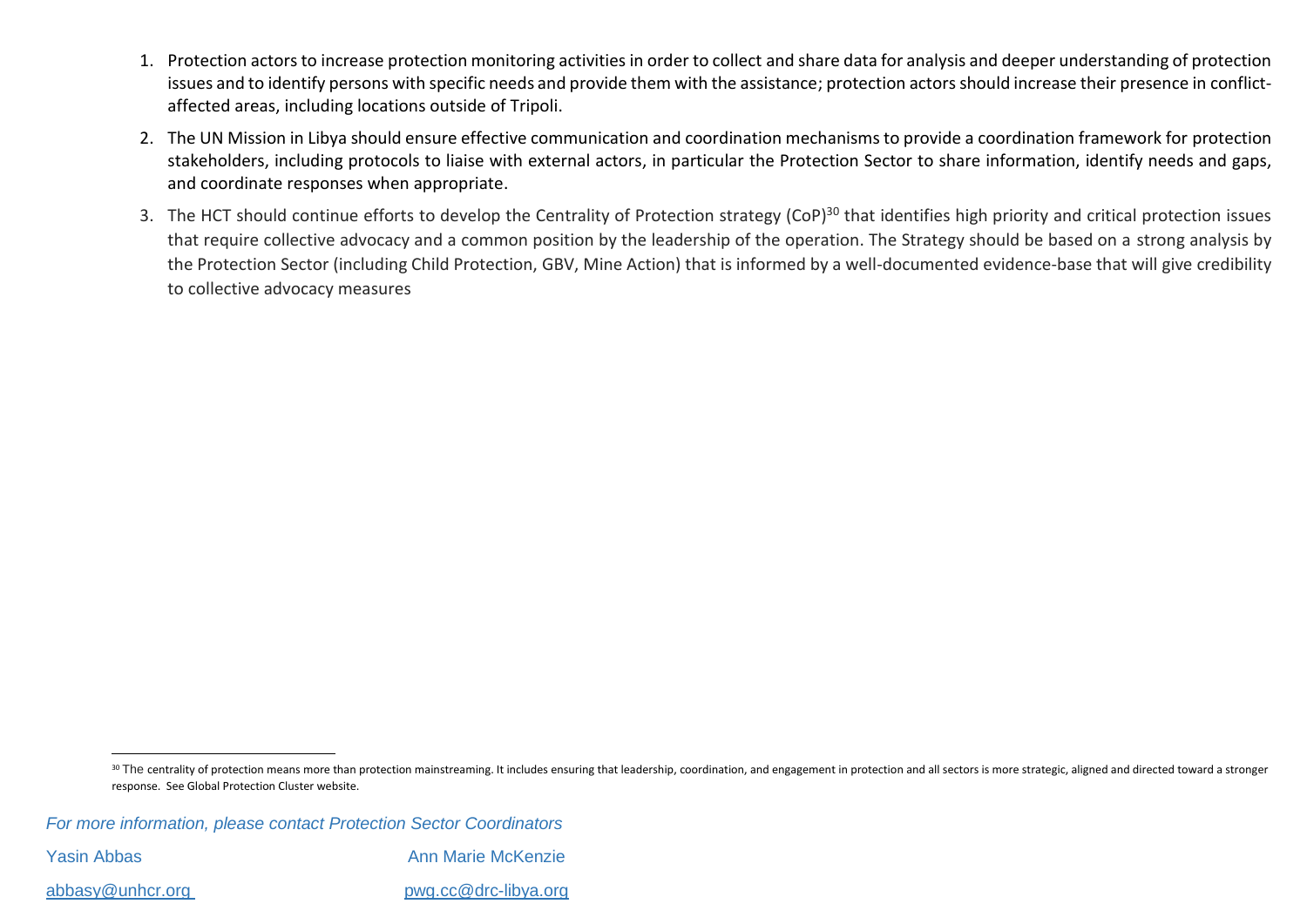1. Protection actors to increase protection monitoring activities in order to collect and share data for analysis and deeper understanding of protection issues and to identify persons with specific needs and provide them with the assistance; protection actors should increase their presence in conflict-affected areas, including locations outside of Tripoli.
2. The UN Mission in Libya should ensure effective communication and coordination mechanisms to provide a coordination framework for protection stakeholders, including protocols to liaise with external actors, in particular the Protection Sector to share information, identify needs and gaps, and coordinate responses when appropriate.
3. The HCT should continue efforts to develop the Centrality of Protection strategy (CoP)[30] that identifies high priority and critical protection issues that require collective advocacy and a common position by the leadership of the operation. The Strategy should be based on a strong analysis by the Protection Sector (including Child Protection, GBV, Mine Action) that is informed by a well-documented evidence-base that will give credibility to collective advocacy measures

[30] The centrality of protection means more than protection mainstreaming. It includes ensuring that leadership, coordination, and engagement in protection and all sectors is more strategic, aligned and directed toward a stronger response. See Global Protection Cluster website.

*For more information, please contact Protection Sector Coordinators*

Yasin Abbas — abbasy@unhcr.org

Ann Marie McKenzie — pwg.cc@drc-libya.org